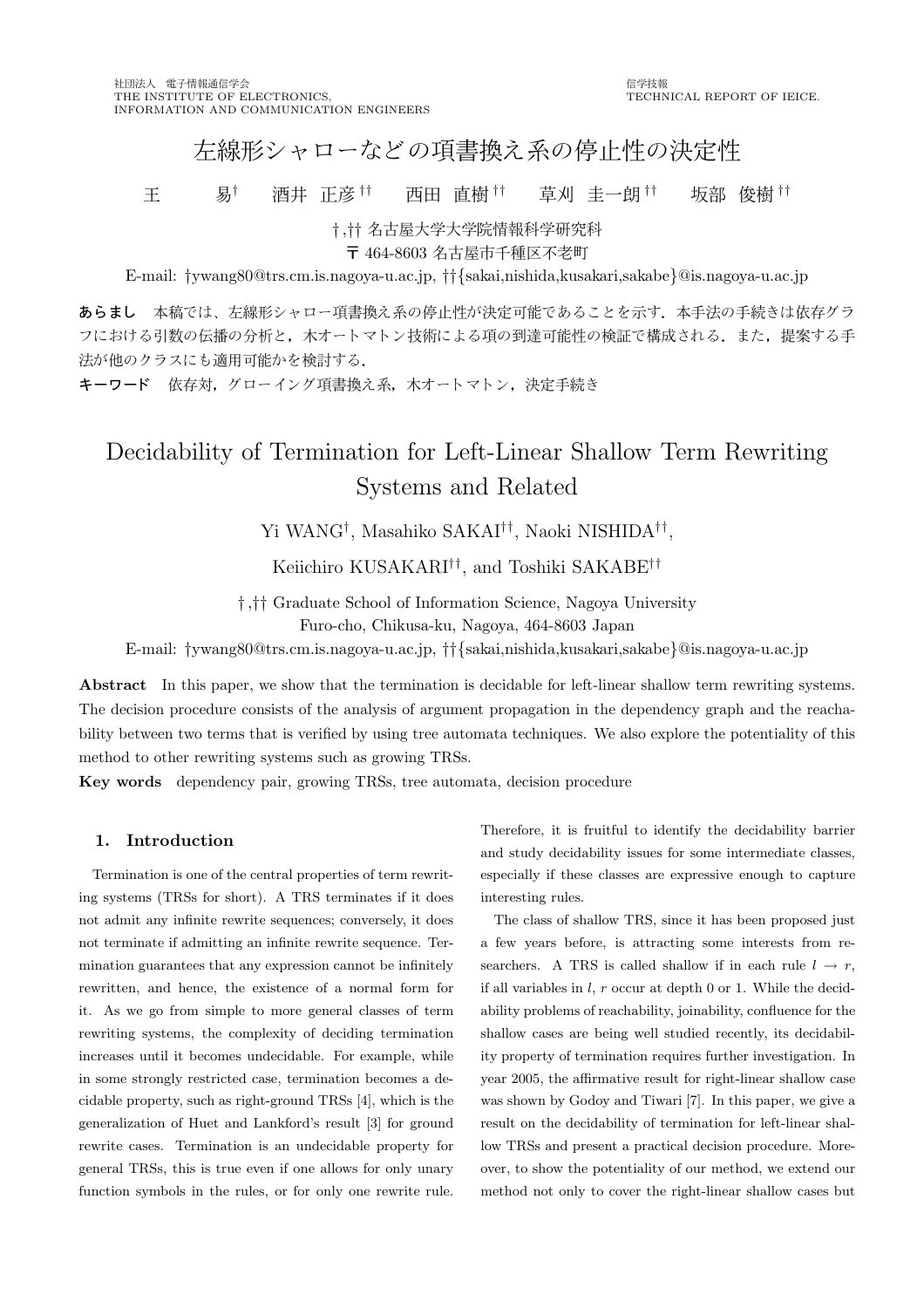社団法人 電子情報通信学会
THE INSTITUTE OF ELECTRONICS,
INFORMATION AND COMMUNICATION ENGINEERS

信学技報
TECHNICAL REPORT OF IEICE.

# 左線形シャローなどの項書換え系の停止性の決定性

王 易† 酒井 正彦†† 西田 直樹†† 草刈 圭一朗†† 坂部 俊樹††

†,†† 名古屋大学大学院情報科学研究科
〒 464-8603 名古屋市千種区不老町

E-mail: †ywang80@trs.cm.is.nagoya-u.ac.jp, ††{sakai,nishida,kusakari,sakabe}@is.nagoya-u.ac.jp

**あらまし** 本稿では、左線形シャロー項書換え系の停止性が決定可能であることを示す．本手法の手続きは依存グラフにおける引数の伝播の分析と，木オートマトン技術による項の到達可能性の検証で構成される．また，提案する手法が他のクラスにも適用可能かを検討する．

**キーワード** 依存対，グローイング項書換え系，木オートマトン，決定手続き

# Decidability of Termination for Left-Linear Shallow Term Rewriting Systems and Related

Yi WANG†, Masahiko SAKAI††, Naoki NISHIDA††,

Keiichiro KUSAKARI††, and Toshiki SAKABE††

†,†† Graduate School of Information Science, Nagoya University
Furo-cho, Chikusa-ku, Nagoya, 464-8603 Japan

E-mail: †ywang80@trs.cm.is.nagoya-u.ac.jp, ††{sakai,nishida,kusakari,sakabe}@is.nagoya-u.ac.jp

**Abstract** In this paper, we show that the termination is decidable for left-linear shallow term rewriting systems. The decision procedure consists of the analysis of argument propagation in the dependency graph and the reachability between two terms that is verified by using tree automata techniques. We also explore the potentiality of this method to other rewriting systems such as growing TRSs.

**Key words** dependency pair, growing TRSs, tree automata, decision procedure

## 1. Introduction

Termination is one of the central properties of term rewriting systems (TRSs for short). A TRS terminates if it does not admit any infinite rewrite sequences; conversely, it does not terminate if admitting an infinite rewrite sequence. Termination guarantees that any expression cannot be infinitely rewritten, and hence, the existence of a normal form for it. As we go from simple to more general classes of term rewriting systems, the complexity of deciding termination increases until it becomes undecidable. For example, while in some strongly restricted case, termination becomes a decidable property, such as right-ground TRSs [4], which is the generalization of Huet and Lankford's result [3] for ground rewrite cases. Termination is an undecidable property for general TRSs, this is true even if one allows for only unary function symbols in the rules, or for only one rewrite rule. Therefore, it is fruitful to identify the decidability barrier and study decidability issues for some intermediate classes, especially if these classes are expressive enough to capture interesting rules.

The class of shallow TRS, since it has been proposed just a few years before, is attracting some interests from researchers. A TRS is called shallow if in each rule $l \rightarrow r$, if all variables in $l$, $r$ occur at depth 0 or 1. While the decidability problems of reachability, joinability, confluence for the shallow cases are being well studied recently, its decidability property of termination requires further investigation. In year 2005, the affirmative result for right-linear shallow case was shown by Godoy and Tiwari [7]. In this paper, we give a result on the decidability of termination for left-linear shallow TRSs and present a practical decision procedure. Moreover, to show the potentiality of our method, we extend our method not only to cover the right-linear shallow cases but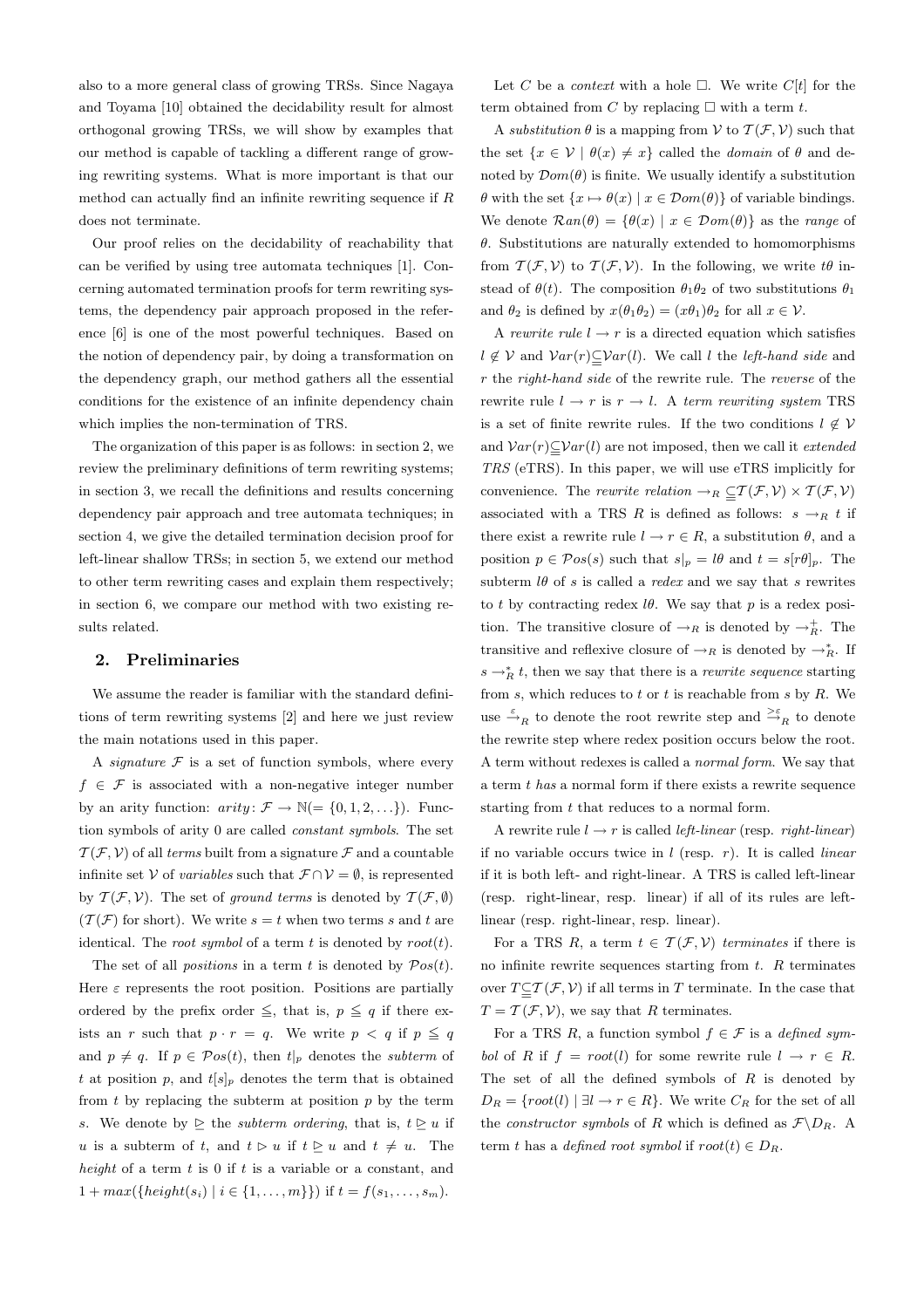also to a more general class of growing TRSs. Since Nagaya and Toyama [10] obtained the decidability result for almost orthogonal growing TRSs, we will show by examples that our method is capable of tackling a different range of growing rewriting systems. What is more important is that our method can actually find an infinite rewriting sequence if $R$ does not terminate.

Our proof relies on the decidability of reachability that can be verified by using tree automata techniques [1]. Concerning automated termination proofs for term rewriting systems, the dependency pair approach proposed in the reference [6] is one of the most powerful techniques. Based on the notion of dependency pair, by doing a transformation on the dependency graph, our method gathers all the essential conditions for the existence of an infinite dependency chain which implies the non-termination of TRS.

The organization of this paper is as follows: in section 2, we review the preliminary definitions of term rewriting systems; in section 3, we recall the definitions and results concerning dependency pair approach and tree automata techniques; in section 4, we give the detailed termination decision proof for left-linear shallow TRSs; in section 5, we extend our method to other term rewriting cases and explain them respectively; in section 6, we compare our method with two existing results related.

## 2. Preliminaries

We assume the reader is familiar with the standard definitions of term rewriting systems [2] and here we just review the main notations used in this paper.

A *signature* $\mathcal{F}$ is a set of function symbols, where every $f \in \mathcal{F}$ is associated with a non-negative integer number by an arity function: $arity \colon \mathcal{F} \to \mathbb{N}(= \{0, 1, 2, \ldots\})$. Function symbols of arity 0 are called *constant symbols*. The set $\mathcal{T}(\mathcal{F}, \mathcal{V})$ of all *terms* built from a signature $\mathcal{F}$ and a countable infinite set $\mathcal{V}$ of *variables* such that $\mathcal{F} \cap \mathcal{V} = \emptyset$, is represented by $\mathcal{T}(\mathcal{F}, \mathcal{V})$. The set of ground terms is denoted by $\mathcal{T}(\mathcal{F}, \emptyset)$ ($\mathcal{T}(\mathcal{F})$ for short). We write $s = t$ when two terms $s$ and $t$ are identical. The *root symbol* of a term $t$ is denoted by $root(t)$.

The set of all *positions* in a term $t$ is denoted by $\mathcal{P}os(t)$. Here $\varepsilon$ represents the root position. Positions are partially ordered by the prefix order $\leqq$, that is, $p \leqq q$ if there exists an $r$ such that $p \cdot r = q$. We write $p < q$ if $p \leqq q$ and $p \neq q$. If $p \in \mathcal{P}os(t)$, then $t|_p$ denotes the *subterm* of $t$ at position $p$, and $t[s]_p$ denotes the term that is obtained from $t$ by replacing the subterm at position $p$ by the term $s$. We denote by $\trianglerighteq$ the *subterm ordering*, that is, $t \trianglerighteq u$ if $u$ is a subterm of $t$, and $t \vartriangleright u$ if $t \trianglerighteq u$ and $t \neq u$. The *height* of a term $t$ is 0 if $t$ is a variable or a constant, and $1 + max(\{height(s_i) \mid i \in \{1, \ldots, m\}\})$ if $t = f(s_1, \ldots, s_m)$.

Let $C$ be a *context* with a hole $\square$. We write $C[t]$ for the term obtained from $C$ by replacing $\square$ with a term $t$.

A *substitution* $\theta$ is a mapping from $\mathcal{V}$ to $\mathcal{T}(\mathcal{F}, \mathcal{V})$ such that the set $\{x \in \mathcal{V} \mid \theta(x) \neq x\}$ called the *domain* of $\theta$ and denoted by $\mathcal{D}om(\theta)$ is finite. We usually identify a substitution $\theta$ with the set $\{x \mapsto \theta(x) \mid x \in \mathcal{D}om(\theta)\}$ of variable bindings. We denote $\mathcal{R}an(\theta) = \{\theta(x) \mid x \in \mathcal{D}om(\theta)\}$ as the *range* of $\theta$. Substitutions are naturally extended to homomorphisms from $\mathcal{T}(\mathcal{F}, \mathcal{V})$ to $\mathcal{T}(\mathcal{F}, \mathcal{V})$. In the following, we write $t\theta$ instead of $\theta(t)$. The composition $\theta_1\theta_2$ of two substitutions $\theta_1$ and $\theta_2$ is defined by $x(\theta_1\theta_2) = (x\theta_1)\theta_2$ for all $x \in \mathcal{V}$.

A *rewrite rule* $l \to r$ is a directed equation which satisfies $l \notin \mathcal{V}$ and $\mathcal{V}ar(r) \subseteqq \mathcal{V}ar(l)$. We call $l$ the *left-hand side* and $r$ the *right-hand side* of the rewrite rule. The *reverse* of the rewrite rule $l \to r$ is $r \to l$. A *term rewriting system* TRS is a set of finite rewrite rules. If the two conditions $l \notin \mathcal{V}$ and $\mathcal{V}ar(r) \subseteqq \mathcal{V}ar(l)$ are not imposed, then we call it *extended TRS* (eTRS). In this paper, we will use eTRS implicitly for convenience. The *rewrite relation* $\to_R \subseteqq \mathcal{T}(\mathcal{F}, \mathcal{V}) \times \mathcal{T}(\mathcal{F}, \mathcal{V})$ associated with a TRS $R$ is defined as follows: $s \to_R t$ if there exist a rewrite rule $l \to r \in R$, a substitution $\theta$, and a position $p \in \mathcal{P}os(s)$ such that $s|_p = l\theta$ and $t = s[r\theta]_p$. The subterm $l\theta$ of $s$ is called a *redex* and we say that $s$ rewrites to $t$ by contracting redex $l\theta$. We say that $p$ is a redex position. The transitive closure of $\to_R$ is denoted by $\to_R^+$. The transitive and reflexive closure of $\to_R$ is denoted by $\to_R^*$. If $s \to_R^* t$, then we say that there is a *rewrite sequence* starting from $s$, which reduces to $t$ or $t$ is reachable from $s$ by $R$. We use $\xrightarrow{\varepsilon}_R$ to denote the root rewrite step and $\xrightarrow{>\varepsilon}_R$ to denote the rewrite step where redex position occurs below the root. A term without redexes is called a *normal form*. We say that a term $t$ *has* a normal form if there exists a rewrite sequence starting from $t$ that reduces to a normal form.

A rewrite rule $l \to r$ is called *left-linear* (resp. *right-linear*) if no variable occurs twice in $l$ (resp. $r$). It is called *linear* if it is both left- and right-linear. A TRS is called left-linear (resp. right-linear, resp. linear) if all of its rules are left-linear (resp. right-linear, resp. linear).

For a TRS $R$, a term $t \in \mathcal{T}(\mathcal{F}, \mathcal{V})$ *terminates* if there is no infinite rewrite sequences starting from $t$. $R$ terminates over $T \subseteqq \mathcal{T}(\mathcal{F}, \mathcal{V})$ if all terms in $T$ terminate. In the case that $T = \mathcal{T}(\mathcal{F}, \mathcal{V})$, we say that $R$ terminates.

For a TRS $R$, a function symbol $f \in \mathcal{F}$ is a *defined symbol* of $R$ if $f = root(l)$ for some rewrite rule $l \to r \in R$. The set of all the defined symbols of $R$ is denoted by $D_R = \{root(l) \mid \exists l \to r \in R\}$. We write $C_R$ for the set of all the *constructor symbols* of $R$ which is defined as $\mathcal{F} \backslash D_R$. A term $t$ has a *defined root symbol* if $root(t) \in D_R$.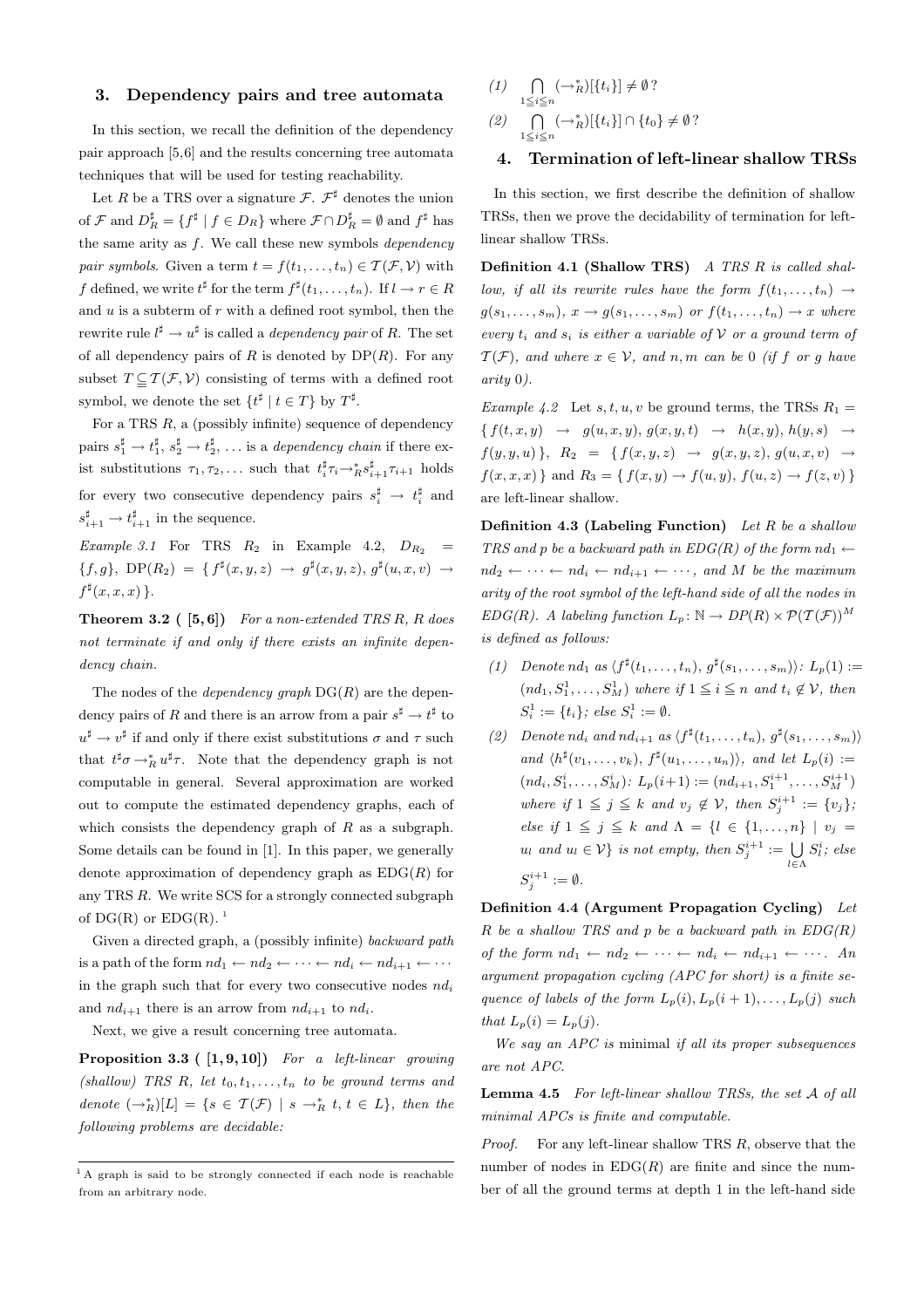## 3. Dependency pairs and tree automata

In this section, we recall the definition of the dependency pair approach [5,6] and the results concerning tree automata techniques that will be used for testing reachability.

Let $R$ be a TRS over a signature $\mathcal{F}$. $\mathcal{F}^\sharp$ denotes the union of $\mathcal{F}$ and $D_R^\sharp = \{f^\sharp \mid f \in D_R\}$ where $\mathcal{F} \cap D_R^\sharp = \emptyset$ and $f^\sharp$ has the same arity as $f$. We call these new symbols *dependency pair symbols*. Given a term $t = f(t_1, \ldots, t_n) \in \mathcal{T}(\mathcal{F}, \mathcal{V})$ with $f$ defined, we write $t^\sharp$ for the term $f^\sharp(t_1, \ldots, t_n)$. If $l \to r \in R$ and $u$ is a subterm of $r$ with a defined root symbol, then the rewrite rule $l^\sharp \to u^\sharp$ is called a *dependency pair* of $R$. The set of all dependency pairs of $R$ is denoted by $\mathrm{DP}(R)$. For any subset $T \subseteqq \mathcal{T}(\mathcal{F}, \mathcal{V})$ consisting of terms with a defined root symbol, we denote the set $\{t^\sharp \mid t \in T\}$ by $T^\sharp$.

For a TRS $R$, a (possibly infinite) sequence of dependency pairs $s_1^\sharp \to t_1^\sharp$, $s_2^\sharp \to t_2^\sharp$, $\ldots$ is a *dependency chain* if there exist substitutions $\tau_1, \tau_2, \ldots$ such that $t_i^\sharp \tau_i \to_R^* s_{i+1}^\sharp \tau_{i+1}$ holds for every two consecutive dependency pairs $s_i^\sharp \to t_i^\sharp$ and $s_{i+1}^\sharp \to t_{i+1}^\sharp$ in the sequence.

*Example 3.1* For TRS $R_2$ in Example 4.2, $D_{R_2} = \{f, g\}$, $\mathrm{DP}(R_2) = \{ f^\sharp(x, y, z) \to g^\sharp(x, y, z), g^\sharp(u, x, v) \to f^\sharp(x, x, x) \}$.

**Theorem 3.2 ( [5,6])** *For a non-extended TRS $R$, $R$ does not terminate if and only if there exists an infinite dependency chain.*

The nodes of the *dependency graph* $\mathrm{DG}(R)$ are the dependency pairs of $R$ and there is an arrow from a pair $s^\sharp \to t^\sharp$ to $u^\sharp \to v^\sharp$ if and only if there exist substitutions $\sigma$ and $\tau$ such that $t^\sharp \sigma \to_R^* u^\sharp \tau$. Note that the dependency graph is not computable in general. Several approximation are worked out to compute the estimated dependency graphs, each of which consists the dependency graph of $R$ as a subgraph. Some details can be found in [1]. In this paper, we generally denote approximation of dependency graph as $\mathrm{EDG}(R)$ for any TRS $R$. We write SCS for a strongly connected subgraph of DG(R) or EDG(R). [1]

Given a directed graph, a (possibly infinite) *backward path* is a path of the form $nd_1 \leftarrow nd_2 \leftarrow \cdots \leftarrow nd_i \leftarrow nd_{i+1} \leftarrow \cdots$ in the graph such that for every two consecutive nodes $nd_i$ and $nd_{i+1}$ there is an arrow from $nd_{i+1}$ to $nd_i$.

Next, we give a result concerning tree automata.

**Proposition 3.3 ( [1,9,10])** *For a left-linear growing (shallow) TRS $R$, let $t_0, t_1, \ldots, t_n$ to be ground terms and denote $(\to_R^*)[L] = \{s \in \mathcal{T}(\mathcal{F}) \mid s \to_R^* t, t \in L\}$, then the following problems are decidable:*

*(1)* $\bigcap_{1 \leqq i \leqq n} (\to_R^*)[\{t_i\}] \neq \emptyset$ ?

*(2)* $\bigcap_{1 \leqq i \leqq n} (\to_R^*)[\{t_i\}] \cap \{t_0\} \neq \emptyset$ ?

[1] A graph is said to be strongly connected if each node is reachable from an arbitrary node.

## 4. Termination of left-linear shallow TRSs

In this section, we first describe the definition of shallow TRSs, then we prove the decidability of termination for left-linear shallow TRSs.

**Definition 4.1 (Shallow TRS)** *A TRS $R$ is called shallow, if all its rewrite rules have the form $f(t_1, \ldots, t_n) \to g(s_1, \ldots, s_m)$, $x \to g(s_1, \ldots, s_m)$ or $f(t_1, \ldots, t_n) \to x$ where every $t_i$ and $s_i$ is either a variable of $\mathcal{V}$ or a ground term of $\mathcal{T}(\mathcal{F})$, and where $x \in \mathcal{V}$, and $n, m$ can be 0 (if $f$ or $g$ have arity 0).*

*Example 4.2* Let $s, t, u, v$ be ground terms, the TRSs $R_1 = \{ f(t, x, y) \to g(u, x, y), g(x, y, t) \to h(x, y), h(y, s) \to f(y, y, u) \}$, $R_2 = \{ f(x, y, z) \to g(x, y, z), g(u, x, v) \to f(x, x, x) \}$ and $R_3 = \{ f(x, y) \to f(u, y), f(u, z) \to f(z, v) \}$ are left-linear shallow.

**Definition 4.3 (Labeling Function)** *Let $R$ be a shallow TRS and $p$ be a backward path in $EDG(R)$ of the form $nd_1 \leftarrow nd_2 \leftarrow \cdots \leftarrow nd_i \leftarrow nd_{i+1} \leftarrow \cdots$, and $M$ be the maximum arity of the root symbol of the left-hand side of all the nodes in $EDG(R)$. A labeling function $L_p \colon \mathbb{N} \to DP(R) \times \mathcal{P}(\mathcal{T}(\mathcal{F}))^M$ is defined as follows:*

*(1) Denote $nd_1$ as $\langle f^\sharp(t_1, \ldots, t_n), g^\sharp(s_1, \ldots, s_m)\rangle$: $L_p(1) := (nd_1, S_1^1, \ldots, S_M^1)$ where if $1 \leqq i \leqq n$ and $t_i \notin \mathcal{V}$, then $S_i^1 := \{t_i\}$; else $S_i^1 := \emptyset$.*

*(2) Denote $nd_i$ and $nd_{i+1}$ as $\langle f^\sharp(t_1, \ldots, t_n), g^\sharp(s_1, \ldots, s_m)\rangle$ and $\langle h^\sharp(v_1, \ldots, v_k), f^\sharp(u_1, \ldots, u_n)\rangle$, and let $L_p(i) := (nd_i, S_1^i, \ldots, S_M^i)$: $L_p(i+1) := (nd_{i+1}, S_1^{i+1}, \ldots, S_M^{i+1})$ where if $1 \leqq j \leqq k$ and $v_j \notin \mathcal{V}$, then $S_j^{i+1} := \{v_j\}$; else if $1 \leqq j \leqq k$ and $\Lambda = \{l \in \{1, \ldots, n\} \mid v_j = u_l$ and $u_l \in \mathcal{V}\}$ is not empty, then $S_j^{i+1} := \bigcup_{l \in \Lambda} S_l^i$; else $S_j^{i+1} := \emptyset$.*

**Definition 4.4 (Argument Propagation Cycling)** *Let $R$ be a shallow TRS and $p$ be a backward path in $EDG(R)$ of the form $nd_1 \leftarrow nd_2 \leftarrow \cdots \leftarrow nd_i \leftarrow nd_{i+1} \leftarrow \cdots$. An argument propagation cycling (APC for short) is a finite sequence of labels of the form $L_p(i), L_p(i+1), \ldots, L_p(j)$ such that $L_p(i) = L_p(j)$.*

*We say an APC is* minimal *if all its proper subsequences are not APC.*

**Lemma 4.5** *For left-linear shallow TRSs, the set $\mathcal{A}$ of all minimal APCs is finite and computable.*

*Proof.* For any left-linear shallow TRS $R$, observe that the number of nodes in $\mathrm{EDG}(R)$ are finite and since the number of all the ground terms at depth 1 in the left-hand side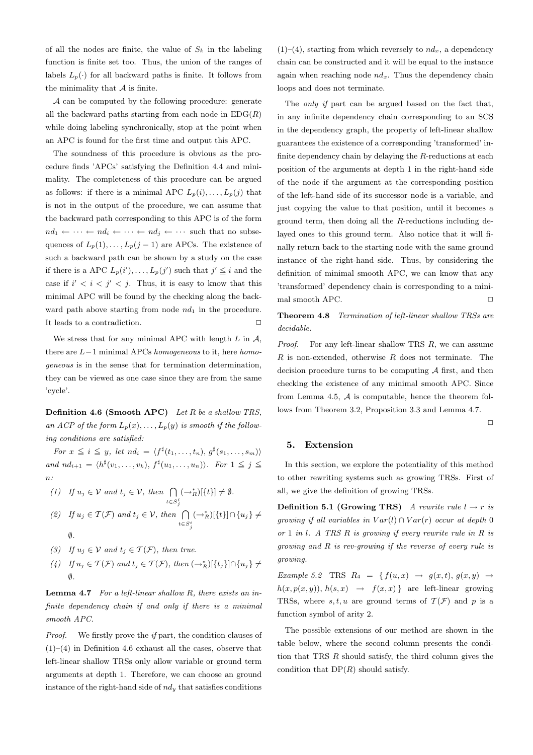of all the nodes are finite, the value of $S_k$ in the labeling function is finite set too. Thus, the union of the ranges of labels $L_p(\cdot)$ for all backward paths is finite. It follows from the minimality that $\mathcal{A}$ is finite.

$\mathcal{A}$ can be computed by the following procedure: generate all the backward paths starting from each node in $\mathrm{EDG}(R)$ while doing labeling synchronically, stop at the point when an APC is found for the first time and output this APC.

The soundness of this procedure is obvious as the procedure finds 'APCs' satisfying the Definition 4.4 and minimality. The completeness of this procedure can be argued as follows: if there is a minimal APC $L_p(i), \ldots, L_p(j)$ that is not in the output of the procedure, we can assume that the backward path corresponding to this APC is of the form $nd_1 \leftarrow \cdots \leftarrow nd_i \leftarrow \cdots \leftarrow nd_j \leftarrow \cdots$ such that no subsequences of $L_p(1), \ldots, L_p(j-1)$ are APCs. The existence of such a backward path can be shown by a study on the case if there is a APC $L_p(i'), \ldots, L_p(j')$ such that $j' \leq i$ and the case if $i' < i < j' < j$. Thus, it is easy to know that this minimal APC will be found by the checking along the backward path above starting from node $nd_1$ in the procedure. It leads to a contradiction. □

We stress that for any minimal APC with length $L$ in $\mathcal{A}$, there are $L-1$ minimal APCs *homogeneous* to it, here *homogeneous* is in the sense that for termination determination, they can be viewed as one case since they are from the same 'cycle'.

**Definition 4.6 (Smooth APC)** *Let $R$ be a shallow TRS, an ACP of the form $L_p(x), \ldots, L_p(y)$ is smooth if the following conditions are satisfied:*

*For $x \leqq i \leqq y$, let $nd_i = \langle f^\sharp(t_1, \ldots, t_n), g^\sharp(s_1, \ldots, s_m)\rangle$ and $nd_{i+1} = \langle h^\sharp(v_1, \ldots, v_k), f^\sharp(u_1, \ldots, u_n)\rangle$. For $1 \leqq j \leqq n$:*

- *(1) If $u_j \in \mathcal{V}$ and $t_j \in \mathcal{V}$, then $\bigcap_{t \in S_j^i} (\rightarrow_R^*)[\{t\}] \neq \emptyset$.*
- *(2) If $u_j \in \mathcal{T}(\mathcal{F})$ and $t_j \in \mathcal{V}$, then $\bigcap_{t \in S_j^i} (\rightarrow_R^*)[\{t\}] \cap \{u_j\} \neq \emptyset$.*
- *(3) If $u_j \in \mathcal{V}$ and $t_j \in \mathcal{T}(\mathcal{F})$, then true.*
- *(4) If $u_j \in \mathcal{T}(\mathcal{F})$ and $t_j \in \mathcal{T}(\mathcal{F})$, then $(\rightarrow_R^*)[\{t_j\}] \cap \{u_j\} \neq \emptyset$.*

**Lemma 4.7** *For a left-linear shallow $R$, there exists an infinite dependency chain if and only if there is a minimal smooth APC.*

*Proof.* We firstly prove the *if* part, the condition clauses of (1)–(4) in Definition 4.6 exhaust all the cases, observe that left-linear shallow TRSs only allow variable or ground term arguments at depth 1. Therefore, we can choose an ground instance of the right-hand side of $nd_y$ that satisfies conditions (1)–(4), starting from which reversely to $nd_x$, a dependency chain can be constructed and it will be equal to the instance again when reaching node $nd_x$. Thus the dependency chain loops and does not terminate.

The *only if* part can be argued based on the fact that, in any infinite dependency chain corresponding to an SCS in the dependency graph, the property of left-linear shallow guarantees the existence of a corresponding 'transformed' infinite dependency chain by delaying the $R$-reductions at each position of the arguments at depth 1 in the right-hand side of the node if the argument at the corresponding position of the left-hand side of its successor node is a variable, and just copying the value to that position, until it becomes a ground term, then doing all the $R$-reductions including delayed ones to this ground term. Also notice that it will finally return back to the starting node with the same ground instance of the right-hand side. Thus, by considering the definition of minimal smooth APC, we can know that any 'transformed' dependency chain is corresponding to a minimal smooth APC. □

**Theorem 4.8** *Termination of left-linear shallow TRSs are decidable.*

*Proof.* For any left-linear shallow TRS $R$, we can assume $R$ is non-extended, otherwise $R$ does not terminate. The decision procedure turns to be computing $\mathcal{A}$ first, and then checking the existence of any minimal smooth APC. Since from Lemma 4.5, $\mathcal{A}$ is computable, hence the theorem follows from Theorem 3.2, Proposition 3.3 and Lemma 4.7. □

## 5. Extension

In this section, we explore the potentiality of this method to other rewriting systems such as growing TRSs. First of all, we give the definition of growing TRSs.

**Definition 5.1 (Growing TRS)** *A rewrite rule $l \rightarrow r$ is growing if all variables in $Var(l) \cap Var(r)$ occur at depth 0 or 1 in $l$. A TRS $R$ is growing if every rewrite rule in $R$ is growing and $R$ is rev-growing if the reverse of every rule is growing.*

*Example 5.2* TRS $R_4 = \{\, f(u, x) \rightarrow g(x, t),\ g(x, y) \rightarrow h(x, p(x, y)),\ h(s, x) \rightarrow f(x, x)\,\}$ are left-linear growing TRSs, where $s, t, u$ are ground terms of $\mathcal{T}(\mathcal{F})$ and $p$ is a function symbol of arity 2.

The possible extensions of our method are shown in the table below, where the second column presents the condition that TRS $R$ should satisfy, the third column gives the condition that $\mathrm{DP}(R)$ should satisfy.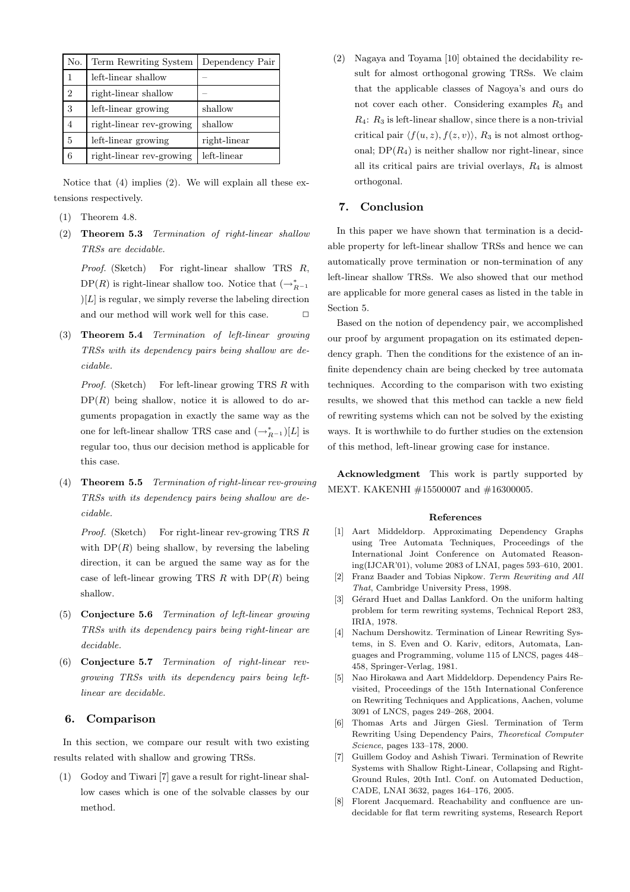| No. | Term Rewriting System | Dependency Pair |
|---|---|---|
| 1 | left-linear shallow | – |
| 2 | right-linear shallow | – |
| 3 | left-linear growing | shallow |
| 4 | right-linear rev-growing | shallow |
| 5 | left-linear growing | right-linear |
| 6 | right-linear rev-growing | left-linear |

Notice that (4) implies (2). We will explain all these extensions respectively.

(1) Theorem 4.8.

(2) **Theorem 5.3** *Termination of right-linear shallow TRSs are decidable.*

*Proof.* (Sketch) For right-linear shallow TRS $R$, $\mathrm{DP}(R)$ is right-linear shallow too. Notice that $(\rightarrow^*_{R^{-1}})[L]$ is regular, we simply reverse the labeling direction and our method will work well for this case. □

(3) **Theorem 5.4** *Termination of left-linear growing TRSs with its dependency pairs being shallow are decidable.*

*Proof.* (Sketch) For left-linear growing TRS $R$ with $\mathrm{DP}(R)$ being shallow, notice it is allowed to do arguments propagation in exactly the same way as the one for left-linear shallow TRS case and $(\rightarrow^*_{R^{-1}})[L]$ is regular too, thus our decision method is applicable for this case.

(4) **Theorem 5.5** *Termination of right-linear rev-growing TRSs with its dependency pairs being shallow are decidable.*

*Proof.* (Sketch) For right-linear rev-growing TRS $R$ with $\mathrm{DP}(R)$ being shallow, by reversing the labeling direction, it can be argued the same way as for the case of left-linear growing TRS $R$ with $\mathrm{DP}(R)$ being shallow.

(5) **Conjecture 5.6** *Termination of left-linear growing TRSs with its dependency pairs being right-linear are decidable.*

(6) **Conjecture 5.7** *Termination of right-linear rev-growing TRSs with its dependency pairs being left-linear are decidable.*

## 6. Comparison

In this section, we compare our result with two existing results related with shallow and growing TRSs.

(1) Godoy and Tiwari [7] gave a result for right-linear shallow cases which is one of the solvable classes by our method.

(2) Nagaya and Toyama [10] obtained the decidability result for almost orthogonal growing TRSs. We claim that the applicable classes of Nagoya's and ours do not cover each other. Considering examples $R_3$ and $R_4$: $R_3$ is left-linear shallow, since there is a non-trivial critical pair $\langle f(u,z), f(z,v)\rangle$, $R_3$ is not almost orthogonal; $\mathrm{DP}(R_4)$ is neither shallow nor right-linear, since all its critical pairs are trivial overlays, $R_4$ is almost orthogonal.

## 7. Conclusion

In this paper we have shown that termination is a decidable property for left-linear shallow TRSs and hence we can automatically prove termination or non-termination of any left-linear shallow TRSs. We also showed that our method are applicable for more general cases as listed in the table in Section 5.

Based on the notion of dependency pair, we accomplished our proof by argument propagation on its estimated dependency graph. Then the conditions for the existence of an infinite dependency chain are being checked by tree automata techniques. According to the comparison with two existing results, we showed that this method can tackle a new field of rewriting systems which can not be solved by the existing ways. It is worthwhile to do further studies on the extension of this method, left-linear growing case for instance.

**Acknowledgment** This work is partly supported by MEXT. KAKENHI #15500007 and #16300005.

### References

[1] Aart Middeldorp. Approximating Dependency Graphs using Tree Automata Techniques, Proceedings of the International Joint Conference on Automated Reasoning(IJCAR'01), volume 2083 of LNAI, pages 593–610, 2001.

[2] Franz Baader and Tobias Nipkow. *Term Rewriting and All That*, Cambridge University Press, 1998.

[3] Gérard Huet and Dallas Lankford. On the uniform halting problem for term rewriting systems, Technical Report 283, IRIA, 1978.

[4] Nachum Dershowitz. Termination of Linear Rewriting Systems, in S. Even and O. Kariv, editors, Automata, Languages and Programming, volume 115 of LNCS, pages 448–458, Springer-Verlag, 1981.

[5] Nao Hirokawa and Aart Middeldorp. Dependency Pairs Revisited, Proceedings of the 15th International Conference on Rewriting Techniques and Applications, Aachen, volume 3091 of LNCS, pages 249–268, 2004.

[6] Thomas Arts and Jürgen Giesl. Termination of Term Rewriting Using Dependency Pairs, *Theoretical Computer Science*, pages 133–178, 2000.

[7] Guillem Godoy and Ashish Tiwari. Termination of Rewrite Systems with Shallow Right-Linear, Collapsing and Right-Ground Rules, 20th Intl. Conf. on Automated Deduction, CADE, LNAI 3632, pages 164–176, 2005.

[8] Florent Jacquemard. Reachability and confluence are undecidable for flat term rewriting systems, Research Report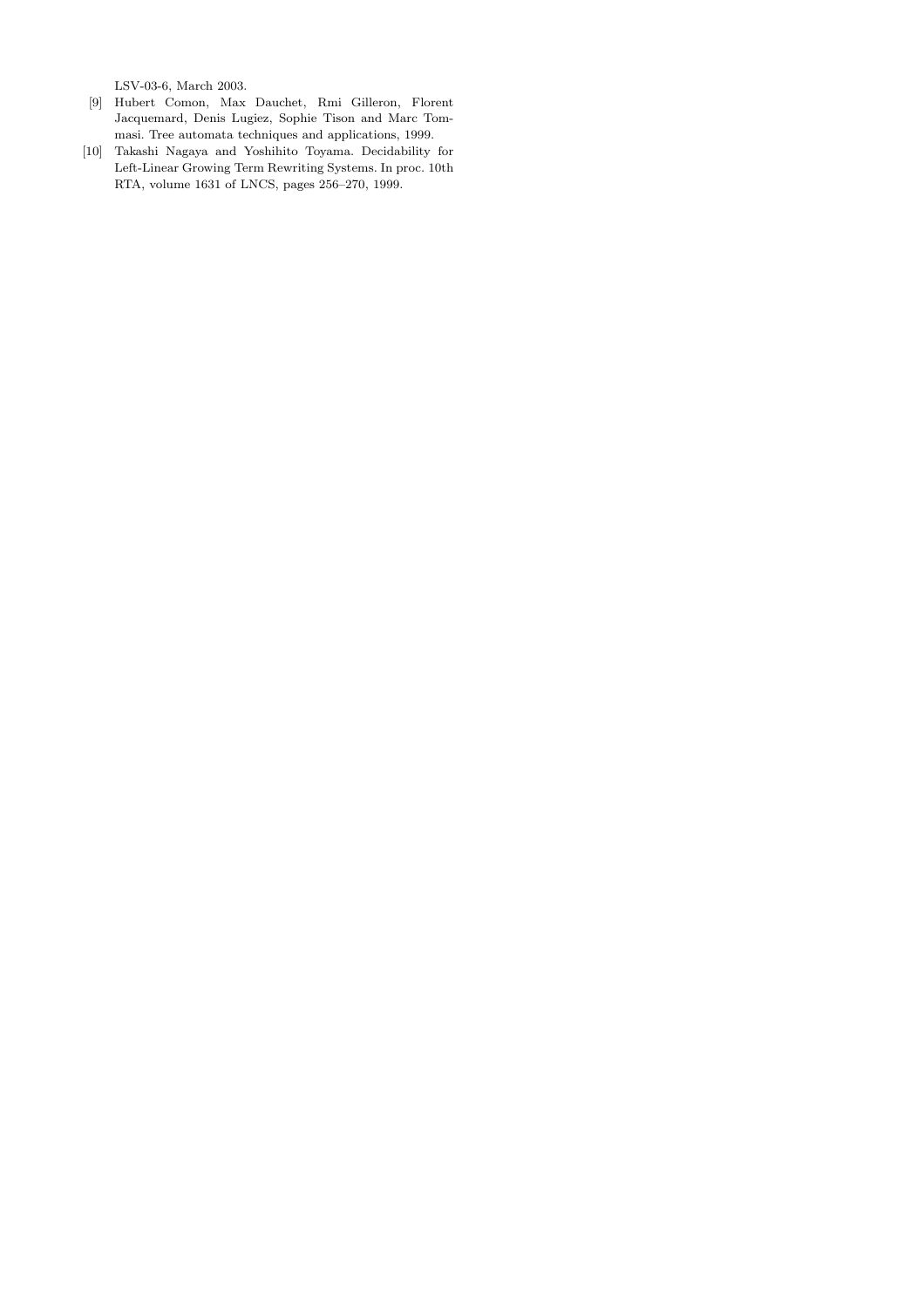LSV-03-6, March 2003.

[9] Hubert Comon, Max Dauchet, Rmi Gilleron, Florent Jacquemard, Denis Lugiez, Sophie Tison and Marc Tommasi. Tree automata techniques and applications, 1999.

[10] Takashi Nagaya and Yoshihito Toyama. Decidability for Left-Linear Growing Term Rewriting Systems. In proc. 10th RTA, volume 1631 of LNCS, pages 256–270, 1999.